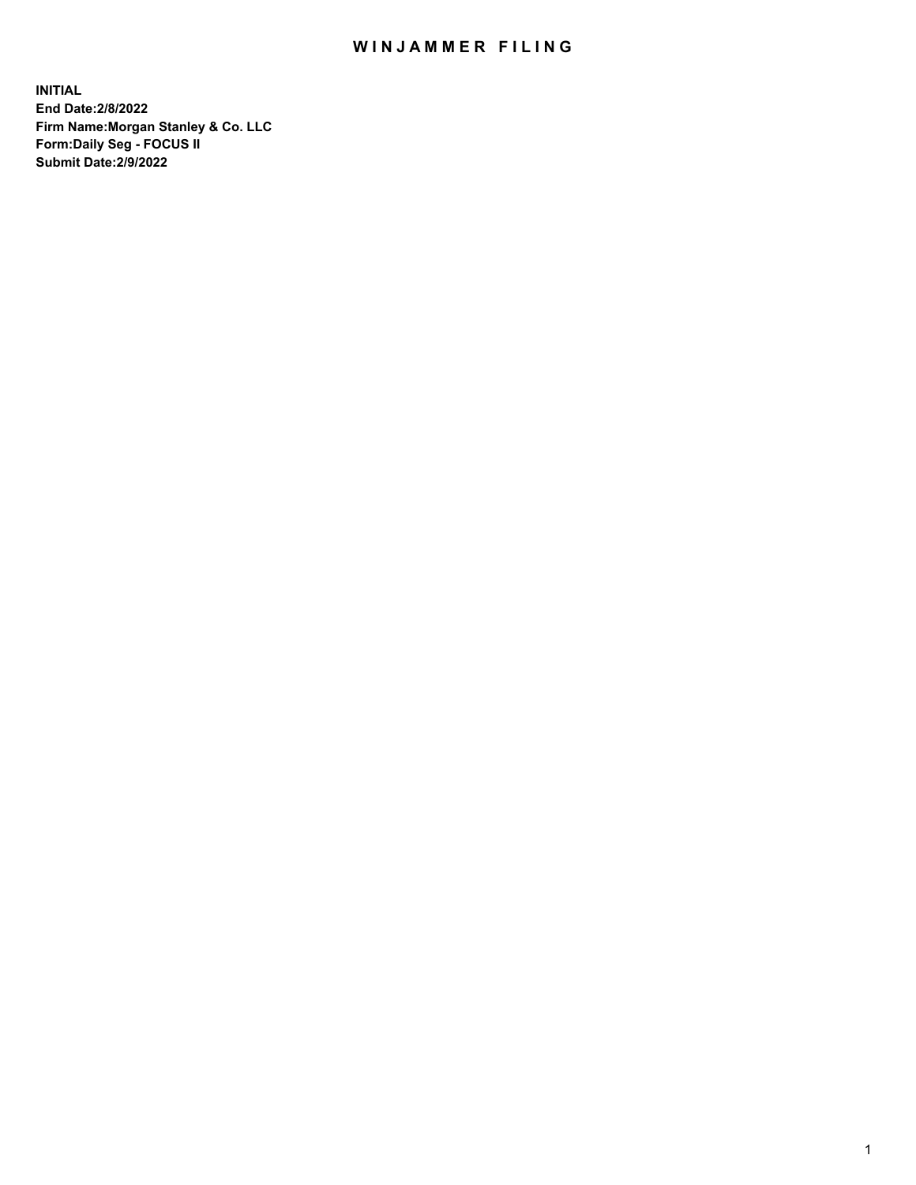# WINJAMMER FILING

**INITIAL**
**End Date:2/8/2022**
**Firm Name:Morgan Stanley & Co. LLC**
**Form:Daily Seg - FOCUS II**
**Submit Date:2/9/2022**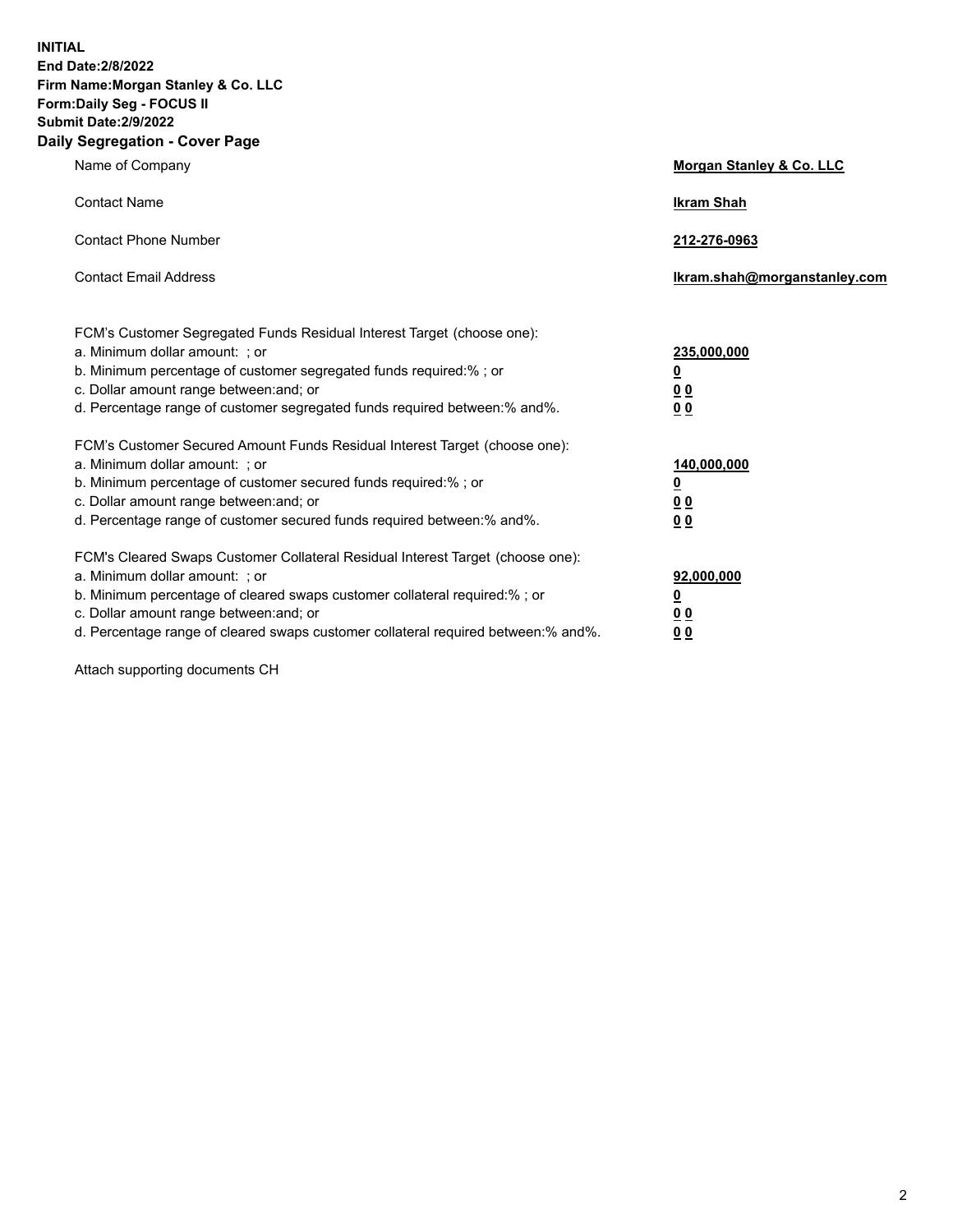**INITIAL**
**End Date:2/8/2022**
**Firm Name:Morgan Stanley & Co. LLC**
**Form:Daily Seg - FOCUS II**
**Submit Date:2/9/2022**

## Daily Segregation - Cover Page

| | |
|---|---|
| Name of Company | **Morgan Stanley & Co. LLC** |
| Contact Name | **Ikram Shah** |
| Contact Phone Number | **212-276-0963** |
| Contact Email Address | **Ikram.shah@morganstanley.com** |

| | |
|---|---|
| FCM's Customer Segregated Funds Residual Interest Target (choose one): | |
| a. Minimum dollar amount: ; or | **235,000,000** |
| b. Minimum percentage of customer segregated funds required:% ; or | **0** |
| c. Dollar amount range between:and; or | **0 0** |
| d. Percentage range of customer segregated funds required between:% and%. | **0 0** |
| FCM's Customer Secured Amount Funds Residual Interest Target (choose one): | |
| a. Minimum dollar amount: ; or | **140,000,000** |
| b. Minimum percentage of customer secured funds required:% ; or | **0** |
| c. Dollar amount range between:and; or | **0 0** |
| d. Percentage range of customer secured funds required between:% and%. | **0 0** |
| FCM's Cleared Swaps Customer Collateral Residual Interest Target (choose one): | |
| a. Minimum dollar amount: ; or | **92,000,000** |
| b. Minimum percentage of cleared swaps customer collateral required:% ; or | **0** |
| c. Dollar amount range between:and; or | **0 0** |
| d. Percentage range of cleared swaps customer collateral required between:% and%. | **0 0** |

Attach supporting documents CH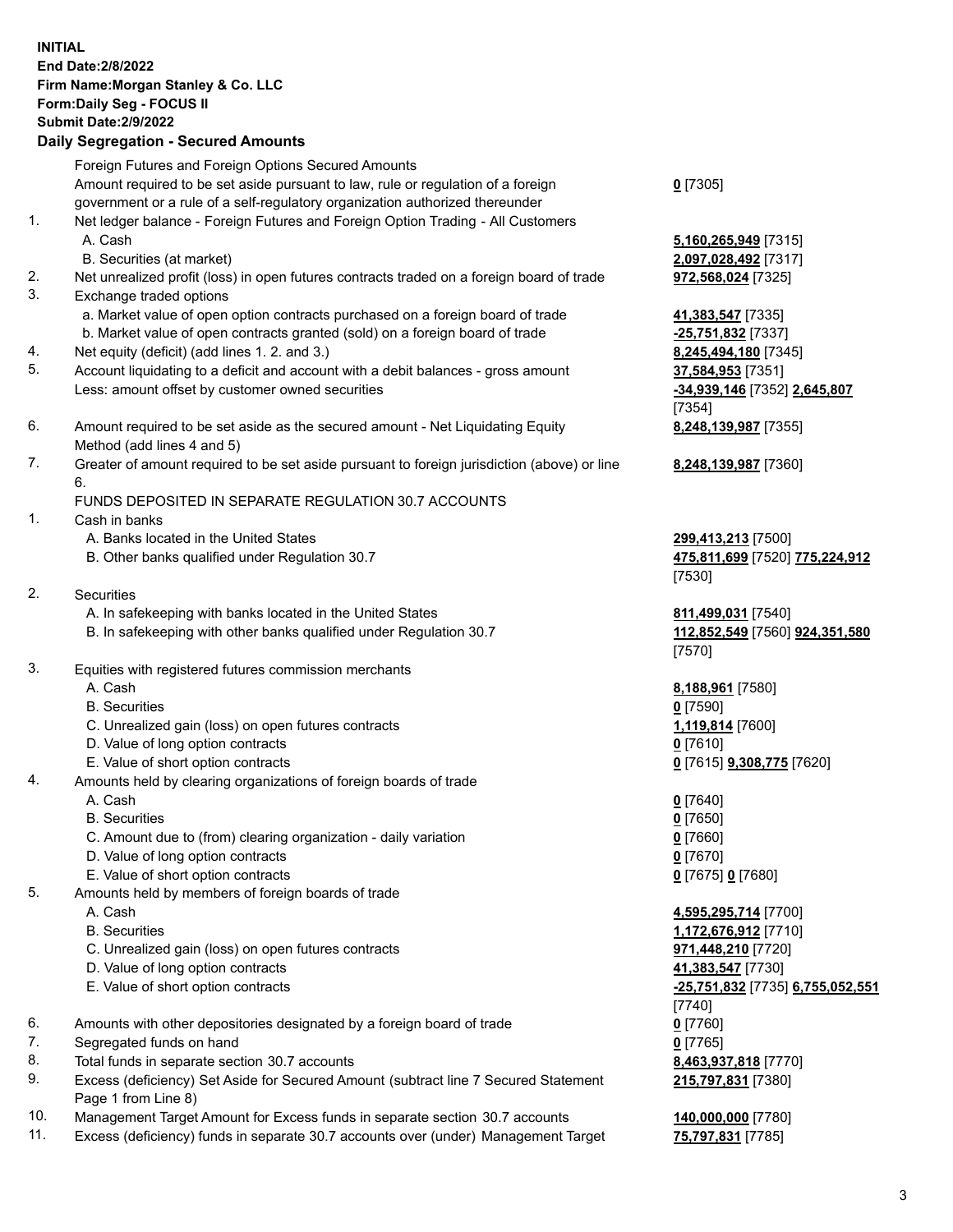**INITIAL**
**End Date:2/8/2022**
**Firm Name:Morgan Stanley & Co. LLC**
**Form:Daily Seg - FOCUS II**
**Submit Date:2/9/2022**

### Daily Segregation - Secured Amounts

| | | |
|---|---|---|
| | Foreign Futures and Foreign Options Secured Amounts | |
| | Amount required to be set aside pursuant to law, rule or regulation of a foreign government or a rule of a self-regulatory organization authorized thereunder | **0** [7305] |
| 1. | Net ledger balance - Foreign Futures and Foreign Option Trading - All Customers | |
| | A. Cash | **5,160,265,949** [7315] |
| | B. Securities (at market) | **2,097,028,492** [7317] |
| 2. | Net unrealized profit (loss) in open futures contracts traded on a foreign board of trade | **972,568,024** [7325] |
| 3. | Exchange traded options | |
| | a. Market value of open option contracts purchased on a foreign board of trade | **41,383,547** [7335] |
| | b. Market value of open contracts granted (sold) on a foreign board of trade | **-25,751,832** [7337] |
| 4. | Net equity (deficit) (add lines 1. 2. and 3.) | **8,245,494,180** [7345] |
| 5. | Account liquidating to a deficit and account with a debit balances - gross amount | **37,584,953** [7351] |
| | Less: amount offset by customer owned securities | **-34,939,146** [7352] **2,645,807** [7354] |
| 6. | Amount required to be set aside as the secured amount - Net Liquidating Equity Method (add lines 4 and 5) | **8,248,139,987** [7355] |
| 7. | Greater of amount required to be set aside pursuant to foreign jurisdiction (above) or line 6. | **8,248,139,987** [7360] |
| | FUNDS DEPOSITED IN SEPARATE REGULATION 30.7 ACCOUNTS | |
| 1. | Cash in banks | |
| | A. Banks located in the United States | **299,413,213** [7500] |
| | B. Other banks qualified under Regulation 30.7 | **475,811,699** [7520] **775,224,912** [7530] |
| 2. | Securities | |
| | A. In safekeeping with banks located in the United States | **811,499,031** [7540] |
| | B. In safekeeping with other banks qualified under Regulation 30.7 | **112,852,549** [7560] **924,351,580** [7570] |
| 3. | Equities with registered futures commission merchants | |
| | A. Cash | **8,188,961** [7580] |
| | B. Securities | **0** [7590] |
| | C. Unrealized gain (loss) on open futures contracts | **1,119,814** [7600] |
| | D. Value of long option contracts | **0** [7610] |
| | E. Value of short option contracts | **0** [7615] **9,308,775** [7620] |
| 4. | Amounts held by clearing organizations of foreign boards of trade | |
| | A. Cash | **0** [7640] |
| | B. Securities | **0** [7650] |
| | C. Amount due to (from) clearing organization - daily variation | **0** [7660] |
| | D. Value of long option contracts | **0** [7670] |
| | E. Value of short option contracts | **0** [7675] **0** [7680] |
| 5. | Amounts held by members of foreign boards of trade | |
| | A. Cash | **4,595,295,714** [7700] |
| | B. Securities | **1,172,676,912** [7710] |
| | C. Unrealized gain (loss) on open futures contracts | **971,448,210** [7720] |
| | D. Value of long option contracts | **41,383,547** [7730] |
| | E. Value of short option contracts | **-25,751,832** [7735] **6,755,052,551** [7740] |
| 6. | Amounts with other depositories designated by a foreign board of trade | **0** [7760] |
| 7. | Segregated funds on hand | **0** [7765] |
| 8. | Total funds in separate section 30.7 accounts | **8,463,937,818** [7770] |
| 9. | Excess (deficiency) Set Aside for Secured Amount (subtract line 7 Secured Statement Page 1 from Line 8) | **215,797,831** [7380] |
| 10. | Management Target Amount for Excess funds in separate section 30.7 accounts | **140,000,000** [7780] |
| 11. | Excess (deficiency) funds in separate 30.7 accounts over (under) Management Target | **75,797,831** [7785] |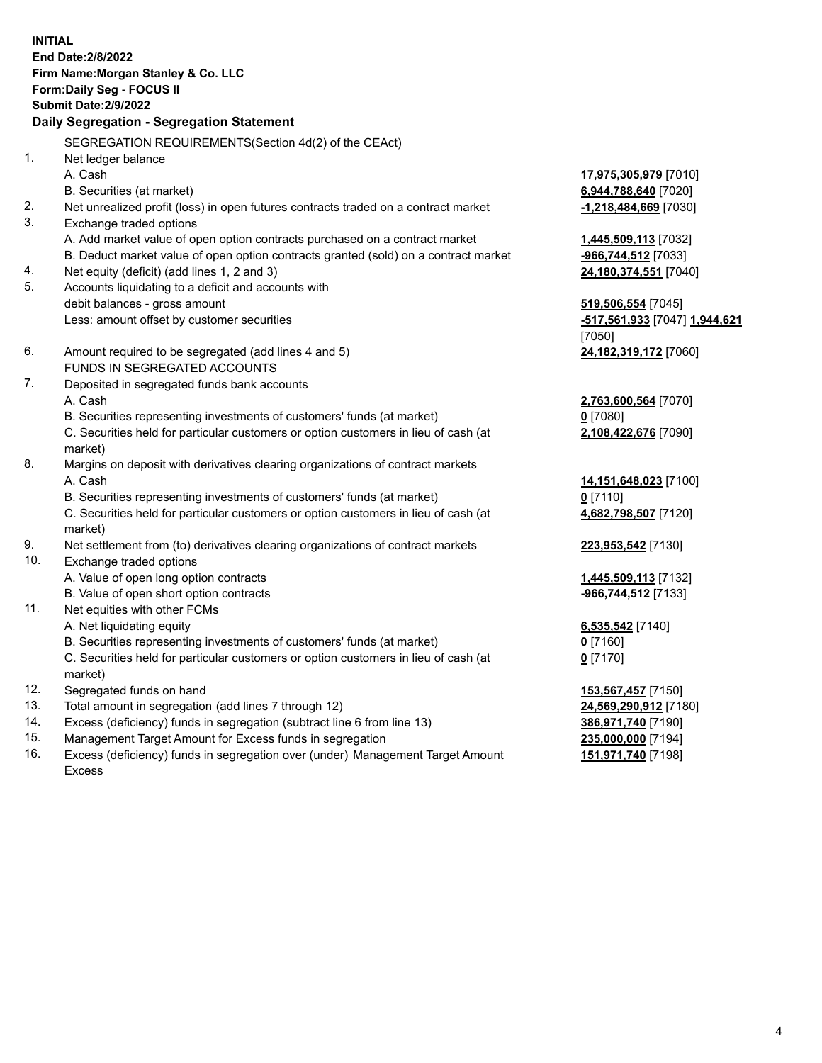**INITIAL**
**End Date:2/8/2022**
**Firm Name:Morgan Stanley & Co. LLC**
**Form:Daily Seg - FOCUS II**
**Submit Date:2/9/2022**

## Daily Segregation - Segregation Statement

SEGREGATION REQUIREMENTS(Section 4d(2) of the CEAct)

| | | |
|---|---|---|
| 1. | Net ledger balance | |
| | A. Cash | **17,975,305,979** [7010] |
| | B. Securities (at market) | **6,944,788,640** [7020] |
| 2. | Net unrealized profit (loss) in open futures contracts traded on a contract market | **-1,218,484,669** [7030] |
| 3. | Exchange traded options | |
| | A. Add market value of open option contracts purchased on a contract market | **1,445,509,113** [7032] |
| | B. Deduct market value of open option contracts granted (sold) on a contract market | **-966,744,512** [7033] |
| 4. | Net equity (deficit) (add lines 1, 2 and 3) | **24,180,374,551** [7040] |
| 5. | Accounts liquidating to a deficit and accounts with debit balances - gross amount | **519,506,554** [7045] |
| | Less: amount offset by customer securities | **-517,561,933** [7047] **1,944,621** [7050] |
| 6. | Amount required to be segregated (add lines 4 and 5) | **24,182,319,172** [7060] |
| | FUNDS IN SEGREGATED ACCOUNTS | |
| 7. | Deposited in segregated funds bank accounts | |
| | A. Cash | **2,763,600,564** [7070] |
| | B. Securities representing investments of customers' funds (at market) | **0** [7080] |
| | C. Securities held for particular customers or option customers in lieu of cash (at market) | **2,108,422,676** [7090] |
| 8. | Margins on deposit with derivatives clearing organizations of contract markets | |
| | A. Cash | **14,151,648,023** [7100] |
| | B. Securities representing investments of customers' funds (at market) | **0** [7110] |
| | C. Securities held for particular customers or option customers in lieu of cash (at market) | **4,682,798,507** [7120] |
| 9. | Net settlement from (to) derivatives clearing organizations of contract markets | **223,953,542** [7130] |
| 10. | Exchange traded options | |
| | A. Value of open long option contracts | **1,445,509,113** [7132] |
| | B. Value of open short option contracts | **-966,744,512** [7133] |
| 11. | Net equities with other FCMs | |
| | A. Net liquidating equity | **6,535,542** [7140] |
| | B. Securities representing investments of customers' funds (at market) | **0** [7160] |
| | C. Securities held for particular customers or option customers in lieu of cash (at market) | **0** [7170] |
| 12. | Segregated funds on hand | **153,567,457** [7150] |
| 13. | Total amount in segregation (add lines 7 through 12) | **24,569,290,912** [7180] |
| 14. | Excess (deficiency) funds in segregation (subtract line 6 from line 13) | **386,971,740** [7190] |
| 15. | Management Target Amount for Excess funds in segregation | **235,000,000** [7194] |
| 16. | Excess (deficiency) funds in segregation over (under) Management Target Amount Excess | **151,971,740** [7198] |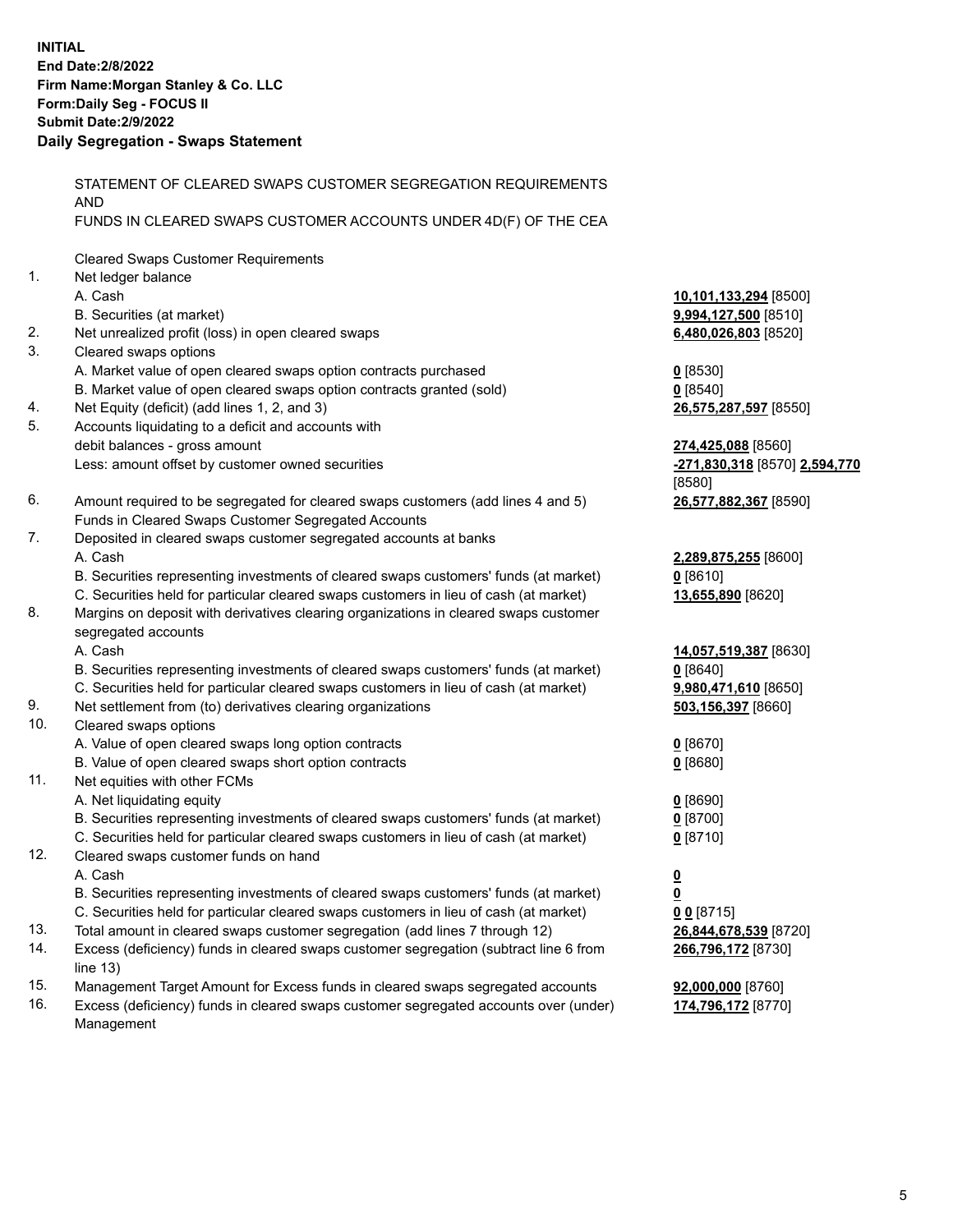**INITIAL**
**End Date:2/8/2022**
**Firm Name:Morgan Stanley & Co. LLC**
**Form:Daily Seg - FOCUS II**
**Submit Date:2/9/2022**
**Daily Segregation - Swaps Statement**

STATEMENT OF CLEARED SWAPS CUSTOMER SEGREGATION REQUIREMENTS AND
FUNDS IN CLEARED SWAPS CUSTOMER ACCOUNTS UNDER 4D(F) OF THE CEA

| | | |
|---|---|---|
| | Cleared Swaps Customer Requirements | |
| 1. | Net ledger balance | |
| | A. Cash | **10,101,133,294** [8500] |
| | B. Securities (at market) | **9,994,127,500** [8510] |
| 2. | Net unrealized profit (loss) in open cleared swaps | **6,480,026,803** [8520] |
| 3. | Cleared swaps options | |
| | A. Market value of open cleared swaps option contracts purchased | **0** [8530] |
| | B. Market value of open cleared swaps option contracts granted (sold) | **0** [8540] |
| 4. | Net Equity (deficit) (add lines 1, 2, and 3) | **26,575,287,597** [8550] |
| 5. | Accounts liquidating to a deficit and accounts with debit balances - gross amount | **274,425,088** [8560] |
| | Less: amount offset by customer owned securities | **-271,830,318** [8570] **2,594,770** [8580] |
| 6. | Amount required to be segregated for cleared swaps customers (add lines 4 and 5) | **26,577,882,367** [8590] |
| | Funds in Cleared Swaps Customer Segregated Accounts | |
| 7. | Deposited in cleared swaps customer segregated accounts at banks | |
| | A. Cash | **2,289,875,255** [8600] |
| | B. Securities representing investments of cleared swaps customers' funds (at market) | **0** [8610] |
| | C. Securities held for particular cleared swaps customers in lieu of cash (at market) | **13,655,890** [8620] |
| 8. | Margins on deposit with derivatives clearing organizations in cleared swaps customer segregated accounts | |
| | A. Cash | **14,057,519,387** [8630] |
| | B. Securities representing investments of cleared swaps customers' funds (at market) | **0** [8640] |
| | C. Securities held for particular cleared swaps customers in lieu of cash (at market) | **9,980,471,610** [8650] |
| 9. | Net settlement from (to) derivatives clearing organizations | **503,156,397** [8660] |
| 10. | Cleared swaps options | |
| | A. Value of open cleared swaps long option contracts | **0** [8670] |
| | B. Value of open cleared swaps short option contracts | **0** [8680] |
| 11. | Net equities with other FCMs | |
| | A. Net liquidating equity | **0** [8690] |
| | B. Securities representing investments of cleared swaps customers' funds (at market) | **0** [8700] |
| | C. Securities held for particular cleared swaps customers in lieu of cash (at market) | **0** [8710] |
| 12. | Cleared swaps customer funds on hand | |
| | A. Cash | **0** |
| | B. Securities representing investments of cleared swaps customers' funds (at market) | **0** |
| | C. Securities held for particular cleared swaps customers in lieu of cash (at market) | **0** **0** [8715] |
| 13. | Total amount in cleared swaps customer segregation (add lines 7 through 12) | **26,844,678,539** [8720] |
| 14. | Excess (deficiency) funds in cleared swaps customer segregation (subtract line 6 from line 13) | **266,796,172** [8730] |
| 15. | Management Target Amount for Excess funds in cleared swaps segregated accounts | **92,000,000** [8760] |
| 16. | Excess (deficiency) funds in cleared swaps customer segregated accounts over (under) Management | **174,796,172** [8770] |